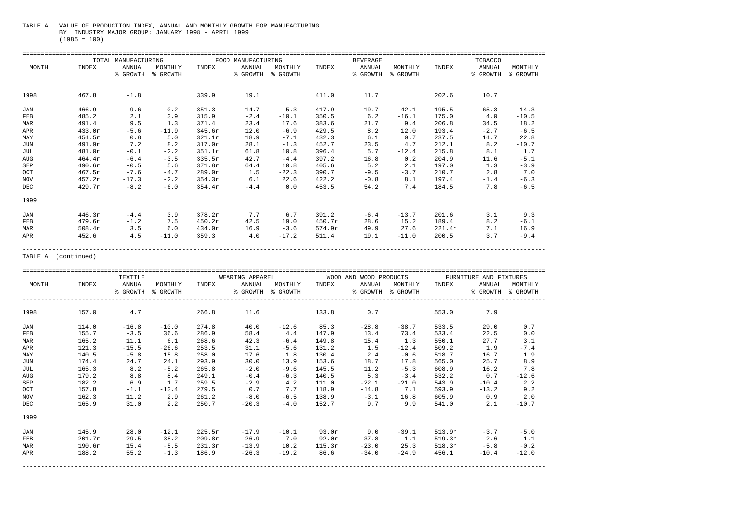TABLE A. VALUE OF PRODUCTION INDEX, ANNUAL AND MONTHLY GROWTH FOR MANUFACTURING BY INDUSTRY MAJOR GROUP: JANUARY 1998 - APRIL 1999 (1985 = 100)

| MONTH | TOTAL MANUFACTURING | | | FOOD MANUFACTURING | | | BEVERAGE | | | TOBACCO | | |
|---|---|---|---|---|---|---|---|---|---|---|---|---|
| | INDEX | ANNUAL % GROWTH | MONTHLY % GROWTH | INDEX | ANNUAL % GROWTH | MONTHLY % GROWTH | INDEX | ANNUAL % GROWTH | MONTHLY % GROWTH | INDEX | ANNUAL % GROWTH | MONTHLY % GROWTH |
| 1998 | 467.8 | -1.8 | | 339.9 | 19.1 | | 411.0 | 11.7 | | 202.6 | 10.7 | |
| JAN | 466.9 | 9.6 | -0.2 | 351.3 | 14.7 | -5.3 | 417.9 | 19.7 | 42.1 | 195.5 | 65.3 | 14.3 |
| FEB | 485.2 | 2.1 | 3.9 | 315.9 | -2.4 | -10.1 | 350.5 | 6.2 | -16.1 | 175.0 | 4.0 | -10.5 |
| MAR | 491.4 | 9.5 | 1.3 | 371.4 | 23.4 | 17.6 | 383.6 | 21.7 | 9.4 | 206.8 | 34.5 | 18.2 |
| APR | 433.0r | -5.6 | -11.9 | 345.6r | 12.0 | -6.9 | 429.5 | 8.2 | 12.0 | 193.4 | -2.7 | -6.5 |
| MAY | 454.5r | 0.8 | 5.0 | 321.1r | 18.9 | -7.1 | 432.3 | 6.1 | 0.7 | 237.5 | 14.7 | 22.8 |
| JUN | 491.9r | 7.2 | 8.2 | 317.0r | 28.1 | -1.3 | 452.7 | 23.5 | 4.7 | 212.1 | 8.2 | -10.7 |
| JUL | 481.0r | -0.1 | -2.2 | 351.1r | 61.8 | 10.8 | 396.4 | 5.7 | -12.4 | 215.8 | 8.1 | 1.7 |
| AUG | 464.4r | -6.4 | -3.5 | 335.5r | 42.7 | -4.4 | 397.2 | 16.8 | 0.2 | 204.9 | 11.6 | -5.1 |
| SEP | 490.6r | -0.5 | 5.6 | 371.8r | 64.4 | 10.8 | 405.6 | 5.2 | 2.1 | 197.0 | 1.3 | -3.9 |
| OCT | 467.5r | -7.6 | -4.7 | 289.0r | 1.5 | -22.3 | 390.7 | -9.5 | -3.7 | 210.7 | 2.8 | 7.0 |
| NOV | 457.2r | -17.3 | -2.2 | 354.3r | 6.1 | 22.6 | 422.2 | -0.8 | 8.1 | 197.4 | -1.4 | -6.3 |
| DEC | 429.7r | -8.2 | -6.0 | 354.4r | -4.4 | 0.0 | 453.5 | 54.2 | 7.4 | 184.5 | 7.8 | -6.5 |
| 1999 | | | | | | | | | | | | |
| JAN | 446.3r | -4.4 | 3.9 | 378.2r | 7.7 | 6.7 | 391.2 | -6.4 | -13.7 | 201.6 | 3.1 | 9.3 |
| FEB | 479.6r | -1.2 | 7.5 | 450.2r | 42.5 | 19.0 | 450.7r | 28.6 | 15.2 | 189.4 | 8.2 | -6.1 |
| MAR | 508.4r | 3.5 | 6.0 | 434.0r | 16.9 | -3.6 | 574.9r | 49.9 | 27.6 | 221.4r | 7.1 | 16.9 |
| APR | 452.6 | 4.5 | -11.0 | 359.3 | 4.0 | -17.2 | 511.4 | 19.1 | -11.0 | 200.5 | 3.7 | -9.4 |

TABLE A (continued)

| MONTH | TEXTILE | | | WEARING APPAREL | | | WOOD AND WOOD PRODUCTS | | | FURNITURE AND FIXTURES | | |
|---|---|---|---|---|---|---|---|---|---|---|---|---|
| | INDEX | ANNUAL % GROWTH | MONTHLY % GROWTH | INDEX | ANNUAL % GROWTH | MONTHLY % GROWTH | INDEX | ANNUAL % GROWTH | MONTHLY % GROWTH | INDEX | ANNUAL % GROWTH | MONTHLY % GROWTH |
| 1998 | 157.0 | 4.7 | | 266.8 | 11.6 | | 133.8 | 0.7 | | 553.0 | 7.9 | |
| JAN | 114.0 | -16.8 | -10.0 | 274.8 | 40.0 | -12.6 | 85.3 | -28.8 | -38.7 | 533.5 | 29.0 | 0.7 |
| FEB | 155.7 | -3.5 | 36.6 | 286.9 | 58.4 | 4.4 | 147.9 | 13.4 | 73.4 | 533.4 | 22.5 | 0.0 |
| MAR | 165.2 | 11.1 | 6.1 | 268.6 | 42.3 | -6.4 | 149.8 | 15.4 | 1.3 | 550.1 | 27.7 | 3.1 |
| APR | 121.3 | -15.5 | -26.6 | 253.5 | 31.1 | -5.6 | 131.2 | 1.5 | -12.4 | 509.2 | 1.9 | -7.4 |
| MAY | 140.5 | -5.8 | 15.8 | 258.0 | 17.6 | 1.8 | 130.4 | 2.4 | -0.6 | 518.7 | 16.7 | 1.9 |
| JUN | 174.4 | 24.7 | 24.1 | 293.9 | 30.0 | 13.9 | 153.6 | 18.7 | 17.8 | 565.0 | 25.7 | 8.9 |
| JUL | 165.3 | 8.2 | -5.2 | 265.8 | -2.0 | -9.6 | 145.5 | 11.2 | -5.3 | 608.9 | 16.2 | 7.8 |
| AUG | 179.2 | 8.8 | 8.4 | 249.1 | -0.4 | -6.3 | 140.5 | 5.3 | -3.4 | 532.2 | 0.7 | -12.6 |
| SEP | 182.2 | 6.9 | 1.7 | 259.5 | -2.9 | 4.2 | 111.0 | -22.1 | -21.0 | 543.9 | -10.4 | 2.2 |
| OCT | 157.8 | -1.1 | -13.4 | 279.5 | 0.7 | 7.7 | 118.9 | -14.8 | 7.1 | 593.9 | -13.2 | 9.2 |
| NOV | 162.3 | 11.2 | 2.9 | 261.2 | -8.0 | -6.5 | 138.9 | -3.1 | 16.8 | 605.9 | 0.9 | 2.0 |
| DEC | 165.9 | 31.0 | 2.2 | 250.7 | -20.3 | -4.0 | 152.7 | 9.7 | 9.9 | 541.0 | 2.1 | -10.7 |
| 1999 | | | | | | | | | | | | |
| JAN | 145.9 | 28.0 | -12.1 | 225.5r | -17.9 | -10.1 | 93.0r | 9.0 | -39.1 | 513.9r | -3.7 | -5.0 |
| FEB | 201.7r | 29.5 | 38.2 | 209.8r | -26.9 | -7.0 | 92.0r | -37.8 | -1.1 | 519.3r | -2.6 | 1.1 |
| MAR | 190.6r | 15.4 | -5.5 | 231.3r | -13.9 | 10.2 | 115.3r | -23.0 | 25.3 | 518.3r | -5.8 | -0.2 |
| APR | 188.2 | 55.2 | -1.3 | 186.9 | -26.3 | -19.2 | 86.6 | -34.0 | -24.9 | 456.1 | -10.4 | -12.0 |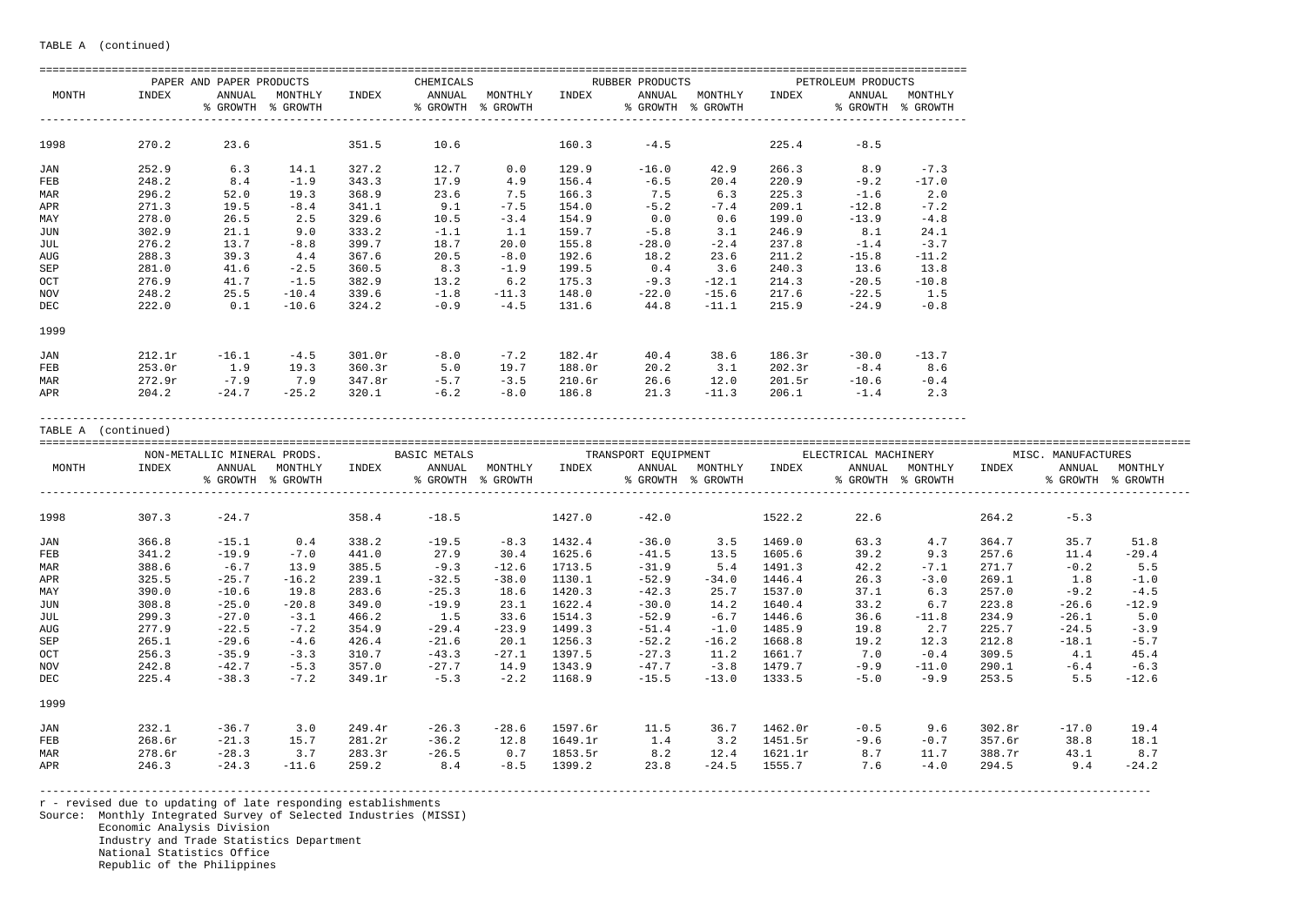TABLE A (continued)

| MONTH | PAPER AND PAPER PRODUCTS INDEX | ANNUAL % GROWTH | MONTHLY % GROWTH | CHEMICALS INDEX | ANNUAL % GROWTH | MONTHLY % GROWTH | RUBBER PRODUCTS INDEX | ANNUAL % GROWTH | MONTHLY % GROWTH | PETROLEUM PRODUCTS INDEX | ANNUAL % GROWTH | MONTHLY % GROWTH |
|---|---|---|---|---|---|---|---|---|---|---|---|---|
| 1998 | 270.2 | 23.6 | | 351.5 | 10.6 | | 160.3 | -4.5 | | 225.4 | -8.5 | |
| JAN | 252.9 | 6.3 | 14.1 | 327.2 | 12.7 | 0.0 | 129.9 | -16.0 | 42.9 | 266.3 | 8.9 | -7.3 |
| FEB | 248.2 | 8.4 | -1.9 | 343.3 | 17.9 | 4.9 | 156.4 | -6.5 | 20.4 | 220.9 | -9.2 | -17.0 |
| MAR | 296.2 | 52.0 | 19.3 | 368.9 | 23.6 | 7.5 | 166.3 | 7.5 | 6.3 | 225.3 | -1.6 | 2.0 |
| APR | 271.3 | 19.5 | -8.4 | 341.1 | 9.1 | -7.5 | 154.0 | -5.2 | -7.4 | 209.1 | -12.8 | -7.2 |
| MAY | 278.0 | 26.5 | 2.5 | 329.6 | 10.5 | -3.4 | 154.9 | 0.0 | 0.6 | 199.0 | -13.9 | -4.8 |
| JUN | 302.9 | 21.1 | 9.0 | 333.2 | -1.1 | 1.1 | 159.7 | -5.8 | 3.1 | 246.9 | 8.1 | 24.1 |
| JUL | 276.2 | 13.7 | -8.8 | 399.7 | 18.7 | 20.0 | 155.8 | -28.0 | -2.4 | 237.8 | -1.4 | -3.7 |
| AUG | 288.3 | 39.3 | 4.4 | 367.6 | 20.5 | -8.0 | 192.6 | 18.2 | 23.6 | 211.2 | -15.8 | -11.2 |
| SEP | 281.0 | 41.6 | -2.5 | 360.5 | 8.3 | -1.9 | 199.5 | 0.4 | 3.6 | 240.3 | 13.6 | 13.8 |
| OCT | 276.9 | 41.7 | -1.5 | 382.9 | 13.2 | 6.2 | 175.3 | -9.3 | -12.1 | 214.3 | -20.5 | -10.8 |
| NOV | 248.2 | 25.5 | -10.4 | 339.6 | -1.8 | -11.3 | 148.0 | -22.0 | -15.6 | 217.6 | -22.5 | 1.5 |
| DEC | 222.0 | 0.1 | -10.6 | 324.2 | -0.9 | -4.5 | 131.6 | 44.8 | -11.1 | 215.9 | -24.9 | -0.8 |
| 1999 | | | | | | | | | | | | |
| JAN | 212.1r | -16.1 | -4.5 | 301.0r | -8.0 | -7.2 | 182.4r | 40.4 | 38.6 | 186.3r | -30.0 | -13.7 |
| FEB | 253.0r | 1.9 | 19.3 | 360.3r | 5.0 | 19.7 | 188.0r | 20.2 | 3.1 | 202.3r | -8.4 | 8.6 |
| MAR | 272.9r | -7.9 | 7.9 | 347.8r | -5.7 | -3.5 | 210.6r | 26.6 | 12.0 | 201.5r | -10.6 | -0.4 |
| APR | 204.2 | -24.7 | -25.2 | 320.1 | -6.2 | -8.0 | 186.8 | 21.3 | -11.3 | 206.1 | -1.4 | 2.3 |

TABLE A (continued)

| MONTH | NON-METALLIC MINERAL PRODS. INDEX | ANNUAL % GROWTH | MONTHLY % GROWTH | BASIC METALS INDEX | ANNUAL % GROWTH | MONTHLY % GROWTH | TRANSPORT EQUIPMENT INDEX | ANNUAL % GROWTH | MONTHLY % GROWTH | ELECTRICAL MACHINERY INDEX | ANNUAL % GROWTH | MONTHLY % GROWTH | MISC. MANUFACTURES INDEX | ANNUAL % GROWTH | MONTHLY % GROWTH |
|---|---|---|---|---|---|---|---|---|---|---|---|---|---|---|---|
| 1998 | 307.3 | -24.7 | | 358.4 | -18.5 | | 1427.0 | -42.0 | | 1522.2 | 22.6 | | 264.2 | -5.3 | |
| JAN | 366.8 | -15.1 | 0.4 | 338.2 | -19.5 | -8.3 | 1432.4 | -36.0 | 3.5 | 1469.0 | 63.3 | 4.7 | 364.7 | 35.7 | 51.8 |
| FEB | 341.2 | -19.9 | -7.0 | 441.0 | 27.9 | 30.4 | 1625.6 | -41.5 | 13.5 | 1605.6 | 39.2 | 9.3 | 257.6 | 11.4 | -29.4 |
| MAR | 388.6 | -6.7 | 13.9 | 385.5 | -9.3 | -12.6 | 1713.5 | -31.9 | 5.4 | 1491.3 | 42.2 | -7.1 | 271.7 | -0.2 | 5.5 |
| APR | 325.5 | -25.7 | -16.2 | 239.1 | -32.5 | -38.0 | 1130.1 | -52.9 | -34.0 | 1446.4 | 26.3 | -3.0 | 269.1 | 1.8 | -1.0 |
| MAY | 390.0 | -10.6 | 19.8 | 283.6 | -25.3 | 18.6 | 1420.3 | -42.3 | 25.7 | 1537.0 | 37.1 | 6.3 | 257.0 | -9.2 | -4.5 |
| JUN | 308.8 | -25.0 | -20.8 | 349.0 | -19.9 | 23.1 | 1622.4 | -30.0 | 14.2 | 1640.4 | 33.2 | 6.7 | 223.8 | -26.6 | -12.9 |
| JUL | 299.3 | -27.0 | -3.1 | 466.2 | 1.5 | 33.6 | 1514.3 | -52.9 | -6.7 | 1446.6 | 36.6 | -11.8 | 234.9 | -26.1 | 5.0 |
| AUG | 277.9 | -22.5 | -7.2 | 354.9 | -29.4 | -23.9 | 1499.3 | -51.4 | -1.0 | 1485.9 | 19.8 | 2.7 | 225.7 | -24.5 | -3.9 |
| SEP | 265.1 | -29.6 | -4.6 | 426.4 | -21.6 | 20.1 | 1256.3 | -52.2 | -16.2 | 1668.8 | 19.2 | 12.3 | 212.8 | -18.1 | -5.7 |
| OCT | 256.3 | -35.9 | -3.3 | 310.7 | -43.3 | -27.1 | 1397.5 | -27.3 | 11.2 | 1661.7 | 7.0 | -0.4 | 309.5 | 4.1 | 45.4 |
| NOV | 242.8 | -42.7 | -5.3 | 357.0 | -27.7 | 14.9 | 1343.9 | -47.7 | -3.8 | 1479.7 | -9.9 | -11.0 | 290.1 | -6.4 | -6.3 |
| DEC | 225.4 | -38.3 | -7.2 | 349.1r | -5.3 | -2.2 | 1168.9 | -15.5 | -13.0 | 1333.5 | -5.0 | -9.9 | 253.5 | 5.5 | -12.6 |
| 1999 | | | | | | | | | | | | | | | |
| JAN | 232.1 | -36.7 | 3.0 | 249.4r | -26.3 | -28.6 | 1597.6r | 11.5 | 36.7 | 1462.0r | -0.5 | 9.6 | 302.8r | -17.0 | 19.4 |
| FEB | 268.6r | -21.3 | 15.7 | 281.2r | -36.2 | 12.8 | 1649.1r | 1.4 | 3.2 | 1451.5r | -9.6 | -0.7 | 357.6r | 38.8 | 18.1 |
| MAR | 278.6r | -28.3 | 3.7 | 283.3r | -26.5 | 0.7 | 1853.5r | 8.2 | 12.4 | 1621.1r | 8.7 | 11.7 | 388.7r | 43.1 | 8.7 |
| APR | 246.3 | -24.3 | -11.6 | 259.2 | 8.4 | -8.5 | 1399.2 | 23.8 | -24.5 | 1555.7 | 7.6 | -4.0 | 294.5 | 9.4 | -24.2 |

r - revised due to updating of late responding establishments

Source: Monthly Integrated Survey of Selected Industries (MISSI)
Economic Analysis Division
Industry and Trade Statistics Department
National Statistics Office
Republic of the Philippines